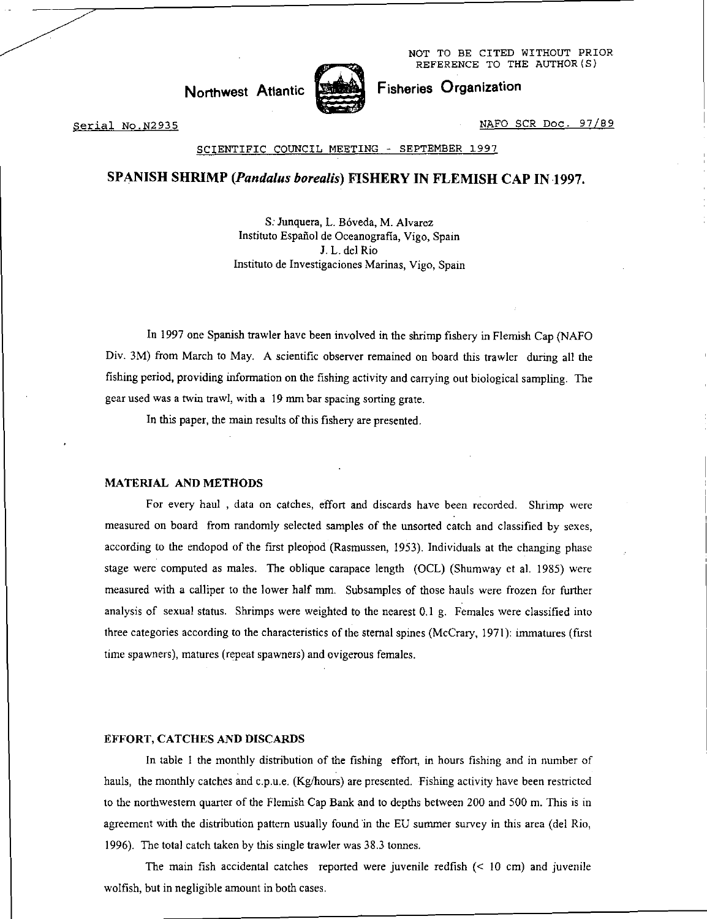NOT TO BE CITED WITHOUT PRIOR REFERENCE TO THE AUTHOR(S)

**Northwest Atlantic Fisheries Organization**

Serial No.N2935 NAFO SCR Doc. 97/89

SCIENTIFIC COUNCIL MEETING - SEPTEMBER 1997

# SPANISH SHRIMP (*Pandalus borealis*) FISHERY IN FLEMISH CAP IN 1997.

S. Junquera, L. Bóveda, M. Alvarez
Instituto Español de Oceanografía, Vigo, Spain
J. L. del Rio
Instituto de Investigaciones Marinas, Vigo, Spain

In 1997 one Spanish trawler have been involved in the shrimp fishery in Flemish Cap (NAFO Div. 3M) from March to May. A scientific observer remained on board this trawler during all the fishing period, providing information on the fishing activity and carrying out biological sampling. The gear used was a twin trawl, with a 19 mm bar spacing sorting grate.

In this paper, the main results of this fishery are presented.

## MATERIAL AND METHODS

For every haul , data on catches, effort and discards have been recorded. Shrimp were measured on board from randomly selected samples of the unsorted catch and classified by sexes, according to the endopod of the first pleopod (Rasmussen, 1953). Individuals at the changing phase stage were computed as males. The oblique carapace length (OCL) (Shumway et al. 1985) were measured with a calliper to the lower half mm. Subsamples of those hauls were frozen for further analysis of sexual status. Shrimps were weighted to the nearest 0.1 g. Females were classified into three categories according to the characteristics of the sternal spines (McCrary, 1971): immatures (first time spawners), matures (repeat spawners) and ovigerous females.

## EFFORT, CATCHES AND DISCARDS

In table 1 the monthly distribution of the fishing effort, in hours fishing and in number of hauls, the monthly catches and c.p.u.e. (Kg/hours) are presented. Fishing activity have been restricted to the northwestern quarter of the Flemish Cap Bank and to depths between 200 and 500 m. This is in agreement with the distribution pattern usually found in the EU summer survey in this area (del Rio, 1996). The total catch taken by this single trawler was 38.3 tonnes.

The main fish accidental catches reported were juvenile redfish (< 10 cm) and juvenile wolfish, but in negligible amount in both cases.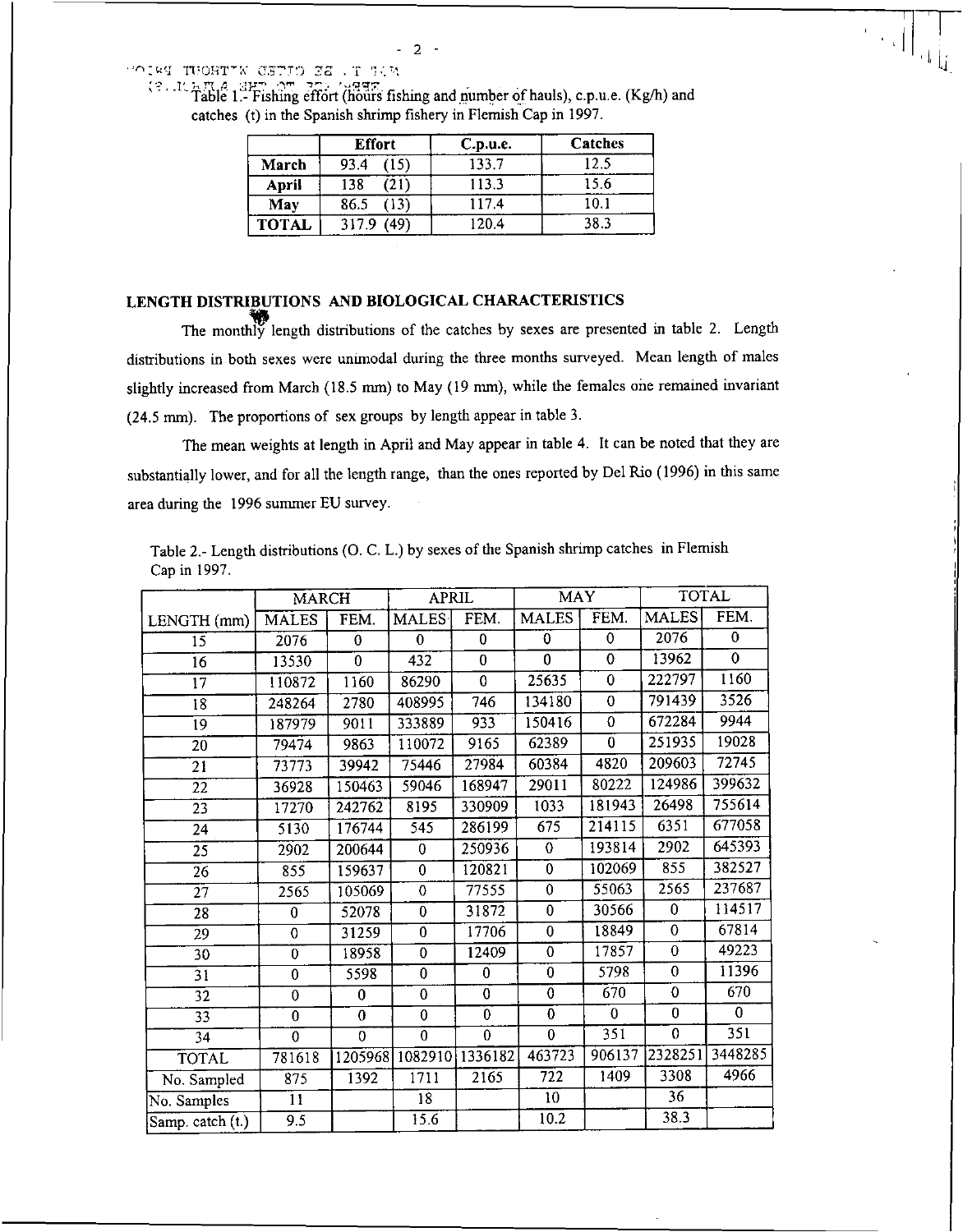Table 1.- Fishing effort (hours fishing and number of hauls), c.p.u.e. (Kg/h) and catches (t) in the Spanish shrimp fishery in Flemish Cap in 1997.

| | Effort | C.p.u.e. | Catches |
|---|---|---|---|
| **March** | 93.4 (15) | 133.7 | 12.5 |
| **April** | 138 (21) | 113.3 | 15.6 |
| **May** | 86.5 (13) | 117.4 | 10.1 |
| **TOTAL** | 317.9 (49) | 120.4 | 38.3 |

## LENGTH DISTRIBUTIONS AND BIOLOGICAL CHARACTERISTICS

The monthly length distributions of the catches by sexes are presented in table 2. Length distributions in both sexes were unimodal during the three months surveyed. Mean length of males slightly increased from March (18.5 mm) to May (19 mm), while the females one remained invariant (24.5 mm). The proportions of sex groups by length appear in table 3.

The mean weights at length in April and May appear in table 4. It can be noted that they are substantially lower, and for all the length range, than the ones reported by Del Rio (1996) in this same area during the 1996 summer EU survey.

Table 2.- Length distributions (O. C. L.) by sexes of the Spanish shrimp catches in Flemish Cap in 1997.

| | MARCH | | APRIL | | MAY | | TOTAL | |
|---|---|---|---|---|---|---|---|---|
| LENGTH (mm) | MALES | FEM. | MALES | FEM. | MALES | FEM. | MALES | FEM. |
| 15 | 2076 | 0 | 0 | 0 | 0 | 0 | 2076 | 0 |
| 16 | 13530 | 0 | 432 | 0 | 0 | 0 | 13962 | 0 |
| 17 | 110872 | 1160 | 86290 | 0 | 25635 | 0 | 222797 | 1160 |
| 18 | 248264 | 2780 | 408995 | 746 | 134180 | 0 | 791439 | 3526 |
| 19 | 187979 | 9011 | 333889 | 933 | 150416 | 0 | 672284 | 9944 |
| 20 | 79474 | 9863 | 110072 | 9165 | 62389 | 0 | 251935 | 19028 |
| 21 | 73773 | 39942 | 75446 | 27984 | 60384 | 4820 | 209603 | 72745 |
| 22 | 36928 | 150463 | 59046 | 168947 | 29011 | 80222 | 124986 | 399632 |
| 23 | 17270 | 242762 | 8195 | 330909 | 1033 | 181943 | 26498 | 755614 |
| 24 | 5130 | 176744 | 545 | 286199 | 675 | 214115 | 6351 | 677058 |
| 25 | 2902 | 200644 | 0 | 250936 | 0 | 193814 | 2902 | 645393 |
| 26 | 855 | 159637 | 0 | 120821 | 0 | 102069 | 855 | 382527 |
| 27 | 2565 | 105069 | 0 | 77555 | 0 | 55063 | 2565 | 237687 |
| 28 | 0 | 52078 | 0 | 31872 | 0 | 30566 | 0 | 114517 |
| 29 | 0 | 31259 | 0 | 17706 | 0 | 18849 | 0 | 67814 |
| 30 | 0 | 18958 | 0 | 12409 | 0 | 17857 | 0 | 49223 |
| 31 | 0 | 5598 | 0 | 0 | 0 | 5798 | 0 | 11396 |
| 32 | 0 | 0 | 0 | 0 | 0 | 670 | 0 | 670 |
| 33 | 0 | 0 | 0 | 0 | 0 | 0 | 0 | 0 |
| 34 | 0 | 0 | 0 | 0 | 0 | 351 | 0 | 351 |
| TOTAL | 781618 | 1205968 | 1082910 | 1336182 | 463723 | 906137 | 2328251 | 3448285 |
| No. Sampled | 875 | 1392 | 1711 | 2165 | 722 | 1409 | 3308 | 4966 |
| No. Samples | 11 | | 18 | | 10 | | 36 | |
| Samp. catch (t.) | 9.5 | | 15.6 | | 10.2 | | 38.3 | |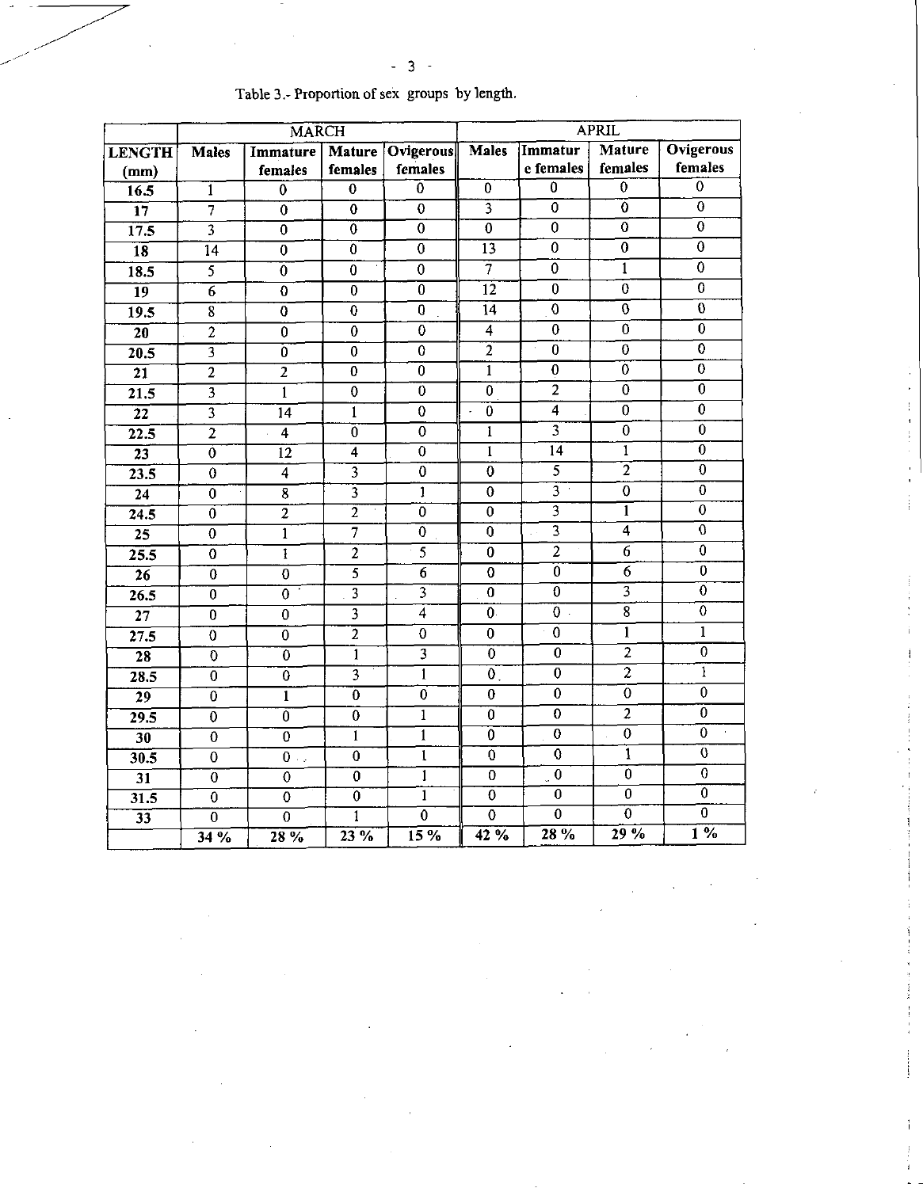Table 3.- Proportion of sex groups by length.

| | MARCH | | | | APRIL | | | |
|---|---|---|---|---|---|---|---|---|
| **LENGTH (mm)** | **Males** | **Immature females** | **Mature females** | **Ovigerous females** | **Males** | **Immature females** | **Mature females** | **Ovigerous females** |
| **16.5** | 1 | 0 | 0 | 0 | 0 | 0 | 0 | 0 |
| **17** | 7 | 0 | 0 | 0 | 3 | 0 | 0 | 0 |
| **17.5** | 3 | 0 | 0 | 0 | 0 | 0 | 0 | 0 |
| **18** | 14 | 0 | 0 | 0 | 13 | 0 | 0 | 0 |
| **18.5** | 5 | 0 | 0 | 0 | 7 | 0 | 1 | 0 |
| **19** | 6 | 0 | 0 | 0 | 12 | 0 | 0 | 0 |
| **19.5** | 8 | 0 | 0 | 0 | 14 | 0 | 0 | 0 |
| **20** | 2 | 0 | 0 | 0 | 4 | 0 | 0 | 0 |
| **20.5** | 3 | 0 | 0 | 0 | 2 | 0 | 0 | 0 |
| **21** | 2 | 2 | 0 | 0 | 1 | 0 | 0 | 0 |
| **21.5** | 3 | 1 | 0 | 0 | 0 | 2 | 0 | 0 |
| **22** | 3 | 14 | 1 | 0 | 0 | 4 | 0 | 0 |
| **22.5** | 2 | 4 | 0 | 0 | 1 | 3 | 0 | 0 |
| **23** | 0 | 12 | 4 | 0 | 1 | 14 | 1 | 0 |
| **23.5** | 0 | 4 | 3 | 0 | 0 | 5 | 2 | 0 |
| **24** | 0 | 8 | 3 | 1 | 0 | 3 | 0 | 0 |
| **24.5** | 0 | 2 | 2 | 0 | 0 | 3 | 1 | 0 |
| **25** | 0 | 1 | 7 | 0 | 0 | 3 | 4 | 0 |
| **25.5** | 0 | 1 | 2 | 5 | 0 | 2 | 6 | 0 |
| **26** | 0 | 0 | 5 | 6 | 0 | 0 | 6 | 0 |
| **26.5** | 0 | 0 | 3 | 3 | 0 | 0 | 3 | 0 |
| **27** | 0 | 0 | 3 | 4 | 0 | 0 | 8 | 0 |
| **27.5** | 0 | 0 | 2 | 0 | 0 | 0 | 1 | 1 |
| **28** | 0 | 0 | 1 | 3 | 0 | 0 | 2 | 0 |
| **28.5** | 0 | 0 | 3 | 1 | 0 | 0 | 2 | 1 |
| **29** | 0 | 1 | 0 | 0 | 0 | 0 | 0 | 0 |
| **29.5** | 0 | 0 | 0 | 1 | 0 | 0 | 2 | 0 |
| **30** | 0 | 0 | 1 | 1 | 0 | 0 | 0 | 0 |
| **30.5** | 0 | 0 | 0 | 1 | 0 | 0 | 1 | 0 |
| **31** | 0 | 0 | 0 | 1 | 0 | 0 | 0 | 0 |
| **31.5** | 0 | 0 | 0 | 1 | 0 | 0 | 0 | 0 |
| **33** | 0 | 0 | 1 | 0 | 0 | 0 | 0 | 0 |
| | **34 %** | **28 %** | **23 %** | **15 %** | **42 %** | **28 %** | **29 %** | **1 %** |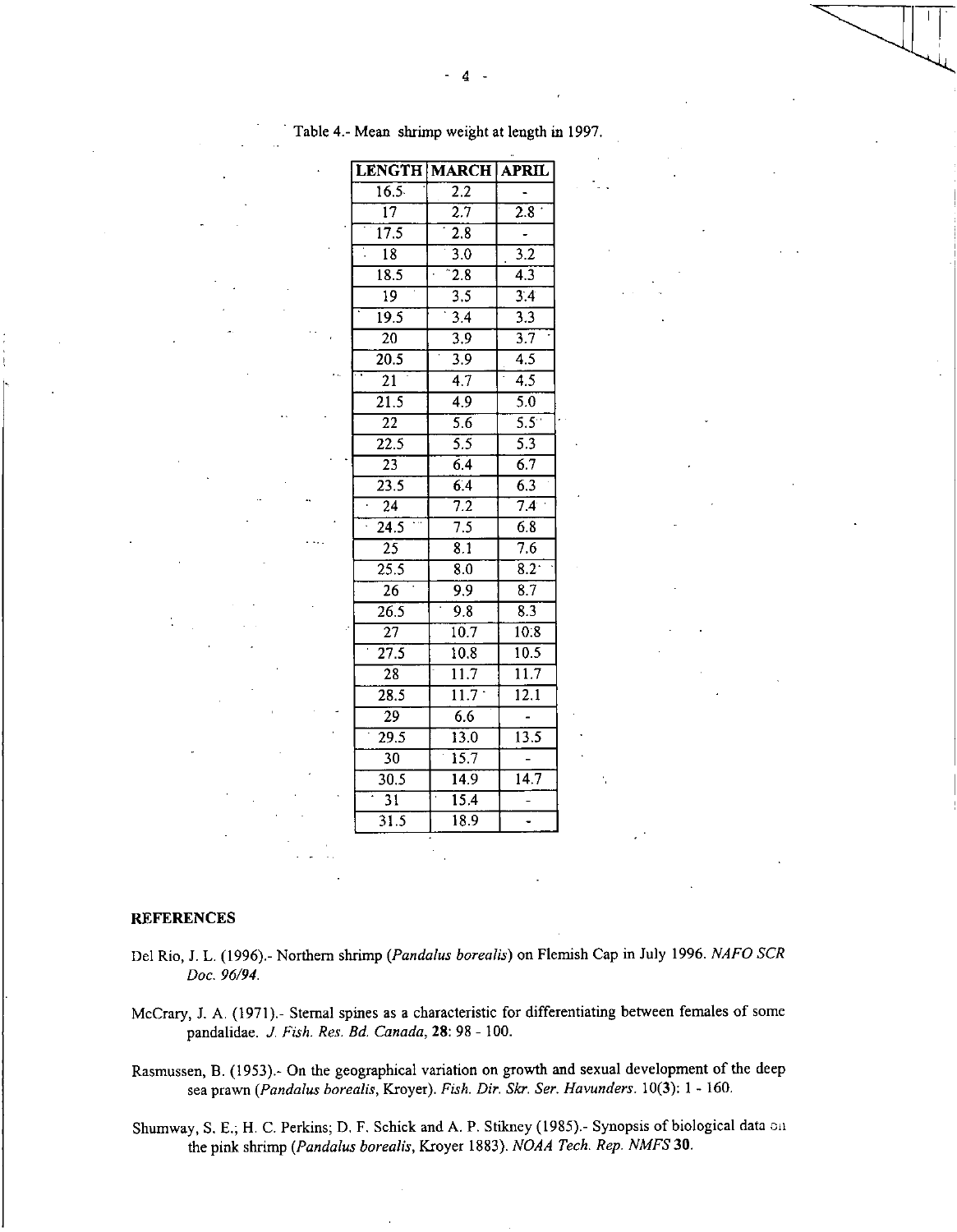Table 4.- Mean shrimp weight at length in 1997.

| LENGTH | MARCH | APRIL |
|---|---|---|
| 16.5 | 2.2 | - |
| 17 | 2.7 | 2.8 |
| 17.5 | 2.8 | - |
| 18 | 3.0 | 3.2 |
| 18.5 | 2.8 | 4.3 |
| 19 | 3.5 | 3.4 |
| 19.5 | 3.4 | 3.3 |
| 20 | 3.9 | 3.7 |
| 20.5 | 3.9 | 4.5 |
| 21 | 4.7 | 4.5 |
| 21.5 | 4.9 | 5.0 |
| 22 | 5.6 | 5.5 |
| 22.5 | 5.5 | 5.3 |
| 23 | 6.4 | 6.7 |
| 23.5 | 6.4 | 6.3 |
| 24 | 7.2 | 7.4 |
| 24.5 | 7.5 | 6.8 |
| 25 | 8.1 | 7.6 |
| 25.5 | 8.0 | 8.2 |
| 26 | 9.9 | 8.7 |
| 26.5 | 9.8 | 8.3 |
| 27 | 10.7 | 10.8 |
| 27.5 | 10.8 | 10.5 |
| 28 | 11.7 | 11.7 |
| 28.5 | 11.7 | 12.1 |
| 29 | 6.6 | - |
| 29.5 | 13.0 | 13.5 |
| 30 | 15.7 | - |
| 30.5 | 14.9 | 14.7 |
| 31 | 15.4 | - |
| 31.5 | 18.9 | - |

## REFERENCES

Del Rio, J. L. (1996).- Northern shrimp (*Pandalus borealis*) on Flemish Cap in July 1996. *NAFO SCR Doc. 96/94.*

McCrary, J. A. (1971).- Sternal spines as a characteristic for differentiating between females of some pandalidae. *J. Fish. Res. Bd. Canada*, **28**: 98 - 100.

Rasmussen, B. (1953).- On the geographical variation on growth and sexual development of the deep sea prawn (*Pandalus borealis*, Kroyer). *Fish. Dir. Skr. Ser. Havunders.* 10(**3**): 1 - 160.

Shumway, S. E.; H. C. Perkins; D. F. Schick and A. P. Stikney (1985).- Synopsis of biological data on the pink shrimp (*Pandalus borealis*, Kroyer 1883). *NOAA Tech. Rep. NMFS* **30**.